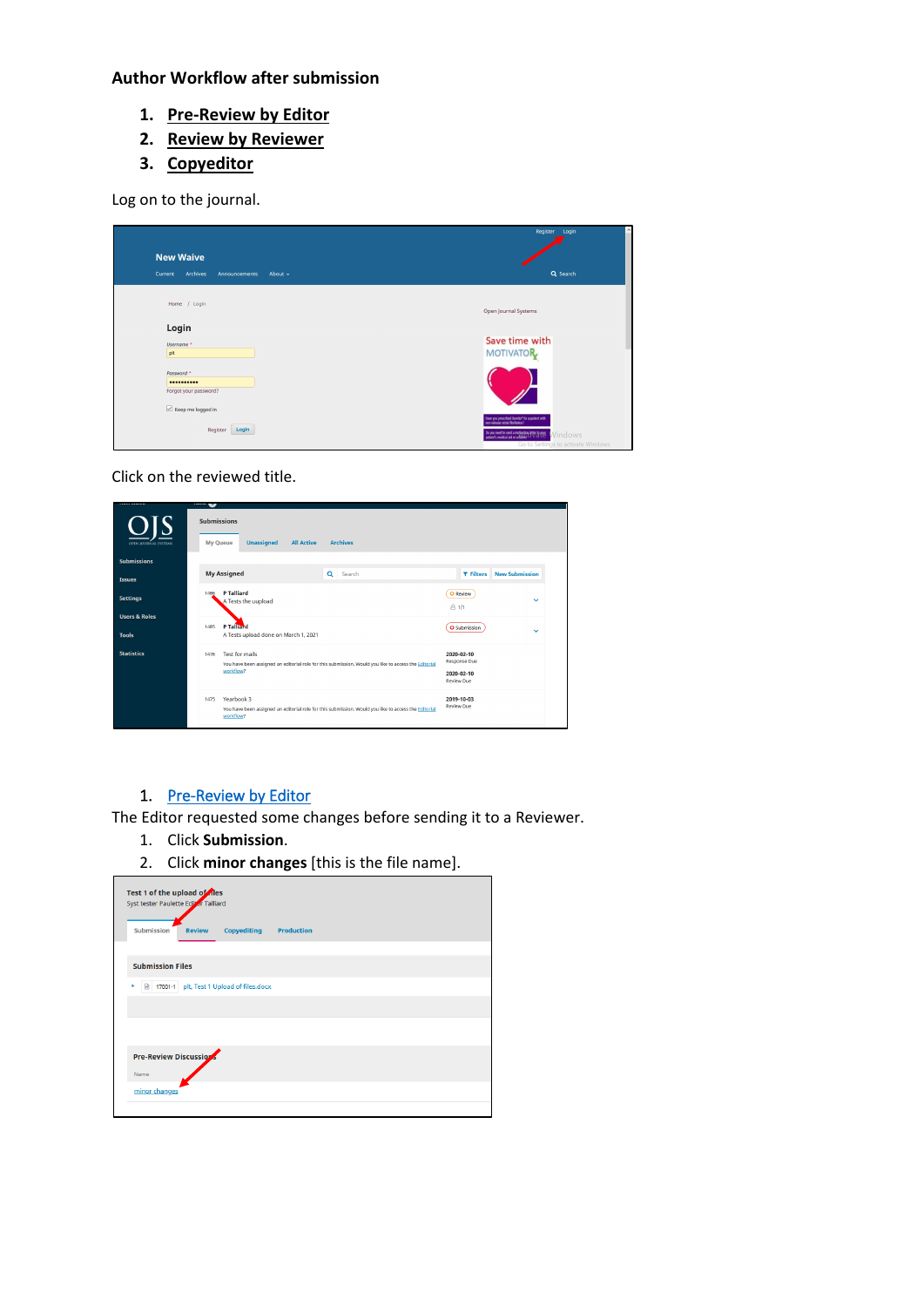**Author Workflow after submission**

1. Pre-Review by Editor
2. Review by Reviewer
3. Copyeditor

Log on to the journal.

Click on the reviewed title.

1. Pre-Review by Editor

The Editor requested some changes before sending it to a Reviewer.

1. Click **Submission**.
2. Click **minor changes** [this is the file name].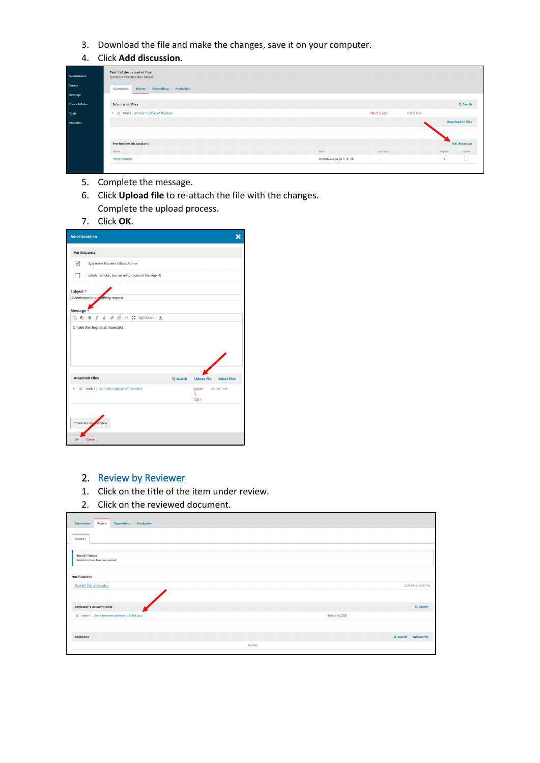3. Download the file and make the changes, save it on your computer.
4. Click **Add discussion**.

5. Complete the message.
6. Click **Upload file** to re-attach the file with the changes. Complete the upload process.
7. Click **OK**.

## 2. Review by Reviewer

1. Click on the title of the item under review.
2. Click on the reviewed document.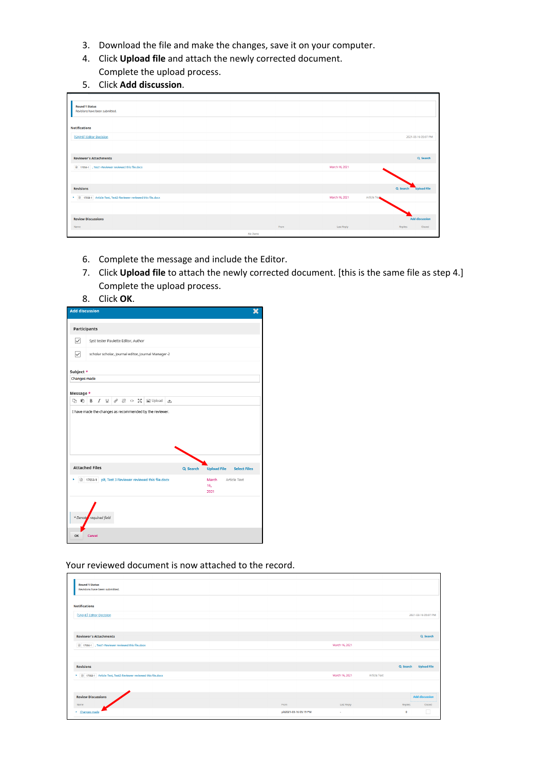3. Download the file and make the changes, save it on your computer.
4. Click **Upload file** and attach the newly corrected document.
   Complete the upload process.
5. Click **Add discussion**.

6. Complete the message and include the Editor.
7. Click **Upload file** to attach the newly corrected document. [this is the same file as step 4.]
   Complete the upload process.
8. Click **OK**.

Your reviewed document is now attached to the record.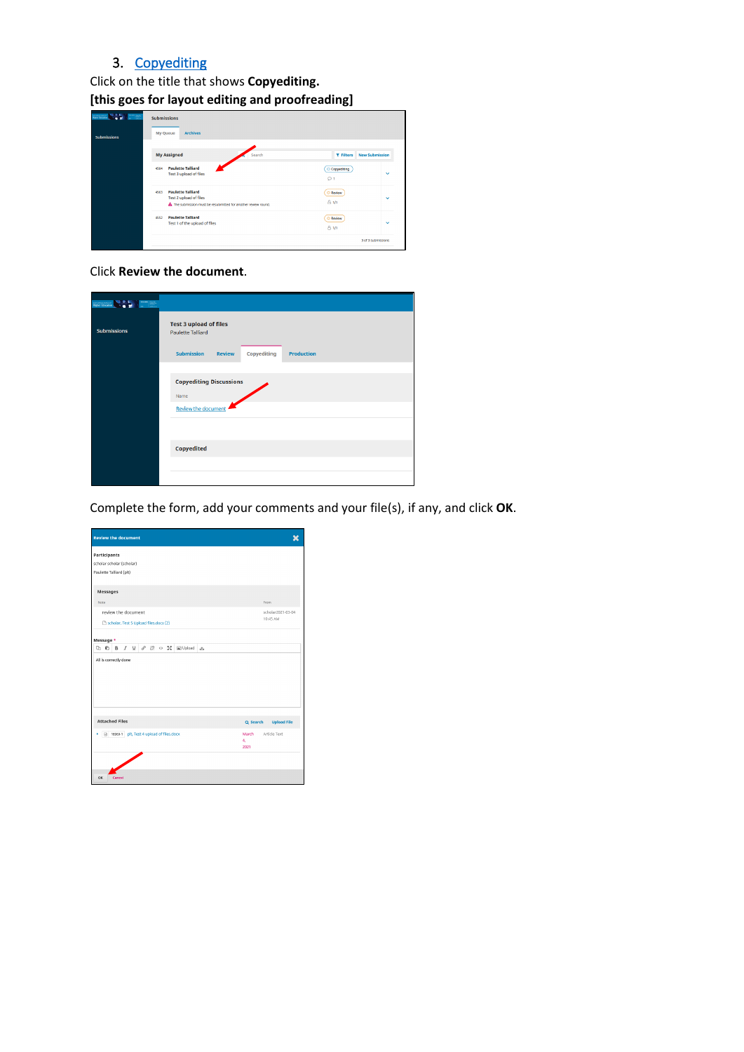## 3. Copyediting

Click on the title that shows **Copyediting.**

**[this goes for layout editing and proofreading]**

Click **Review the document**.

Complete the form, add your comments and your file(s), if any, and click **OK**.